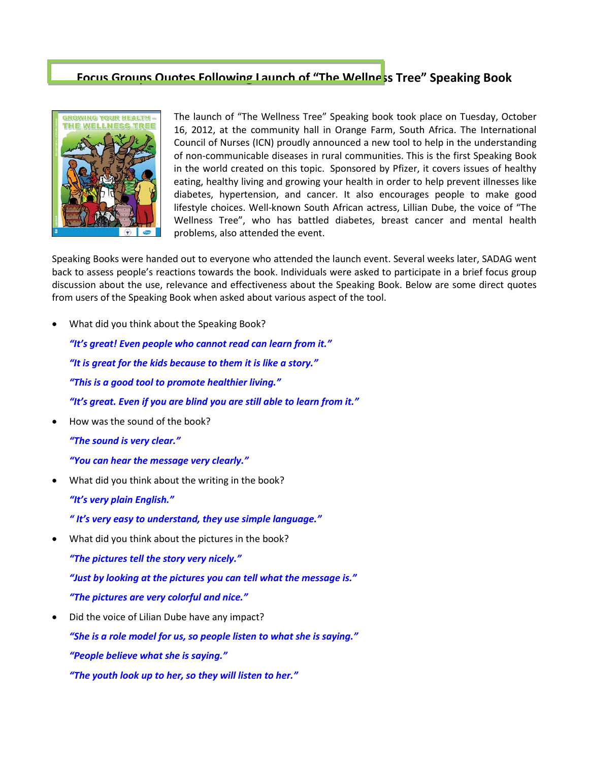# Focus Groups Quotes Following Launch of "The Wellness Tree" Speaking Book

The launch of "The Wellness Tree" Speaking book took place on Tuesday, October 16, 2012, at the community hall in Orange Farm, South Africa. The International Council of Nurses (ICN) proudly announced a new tool to help in the understanding of non-communicable diseases in rural communities. This is the first Speaking Book in the world created on this topic. Sponsored by Pfizer, it covers issues of healthy eating, healthy living and growing your health in order to help prevent illnesses like diabetes, hypertension, and cancer. It also encourages people to make good lifestyle choices. Well-known South African actress, Lillian Dube, the voice of "The Wellness Tree", who has battled diabetes, breast cancer and mental health problems, also attended the event.

Speaking Books were handed out to everyone who attended the launch event. Several weeks later, SADAG went back to assess people's reactions towards the book. Individuals were asked to participate in a brief focus group discussion about the use, relevance and effectiveness about the Speaking Book. Below are some direct quotes from users of the Speaking Book when asked about various aspect of the tool.

- What did you think about the Speaking Book?

  ***"It's great! Even people who cannot read can learn from it."***

  ***"It is great for the kids because to them it is like a story."***

  ***"This is a good tool to promote healthier living."***

  ***"It's great. Even if you are blind you are still able to learn from it."***

- How was the sound of the book?

  ***"The sound is very clear."***

  ***"You can hear the message very clearly."***

- What did you think about the writing in the book?

  ***"It's very plain English."***

  ***" It's very easy to understand, they use simple language."***

- What did you think about the pictures in the book?

  ***"The pictures tell the story very nicely."***

  ***"Just by looking at the pictures you can tell what the message is."***

  ***"The pictures are very colorful and nice."***

- Did the voice of Lilian Dube have any impact?

  ***"She is a role model for us, so people listen to what she is saying."***

  ***"People believe what she is saying."***

  ***"The youth look up to her, so they will listen to her."***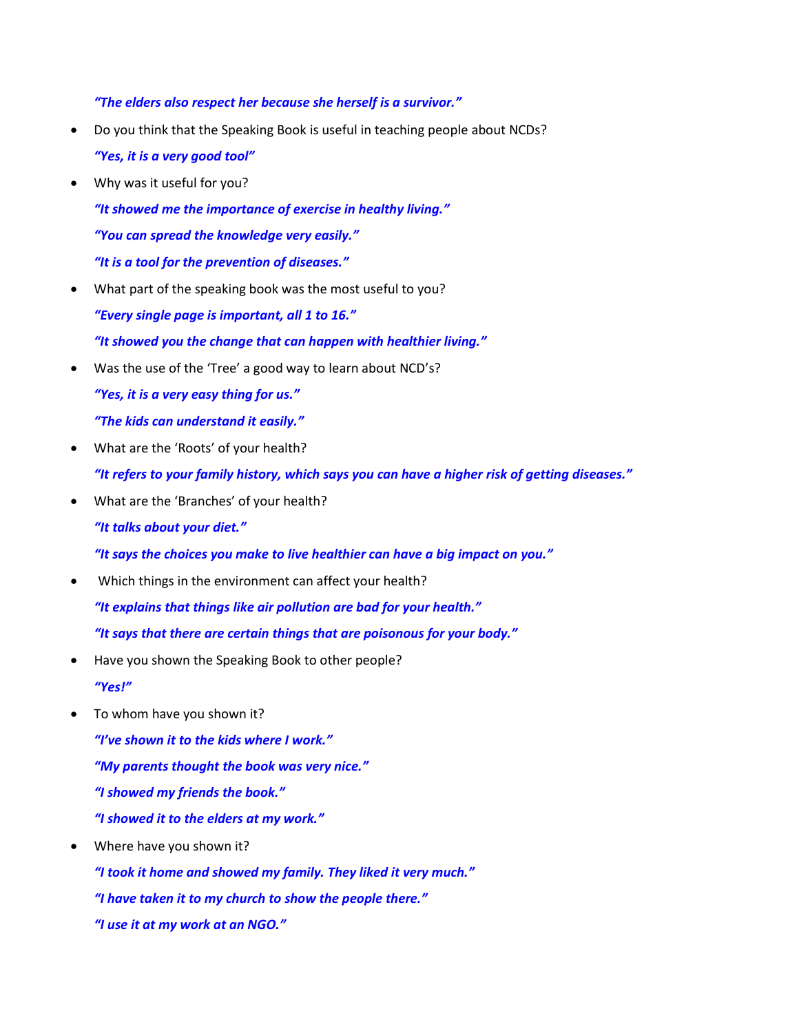*"The elders also respect her because she herself is a survivor."*

- Do you think that the Speaking Book is useful in teaching people about NCDs?

  ***"Yes, it is a very good tool"***

- Why was it useful for you?

  ***"It showed me the importance of exercise in healthy living."***

  ***"You can spread the knowledge very easily."***

  ***"It is a tool for the prevention of diseases."***

- What part of the speaking book was the most useful to you?

  ***"Every single page is important, all 1 to 16."***

  ***"It showed you the change that can happen with healthier living."***

- Was the use of the 'Tree' a good way to learn about NCD's?

  ***"Yes, it is a very easy thing for us."***

  ***"The kids can understand it easily."***

- What are the 'Roots' of your health?

  ***"It refers to your family history, which says you can have a higher risk of getting diseases."***

- What are the 'Branches' of your health?

  ***"It talks about your diet."***

  ***"It says the choices you make to live healthier can have a big impact on you."***

- Which things in the environment can affect your health?

  ***"It explains that things like air pollution are bad for your health."***

  ***"It says that there are certain things that are poisonous for your body."***

- Have you shown the Speaking Book to other people?

  ***"Yes!"***

- To whom have you shown it?

  ***"I've shown it to the kids where I work."***

  ***"My parents thought the book was very nice."***

  ***"I showed my friends the book."***

  ***"I showed it to the elders at my work."***

- Where have you shown it?

  ***"I took it home and showed my family. They liked it very much."***

  ***"I have taken it to my church to show the people there."***

  ***"I use it at my work at an NGO."***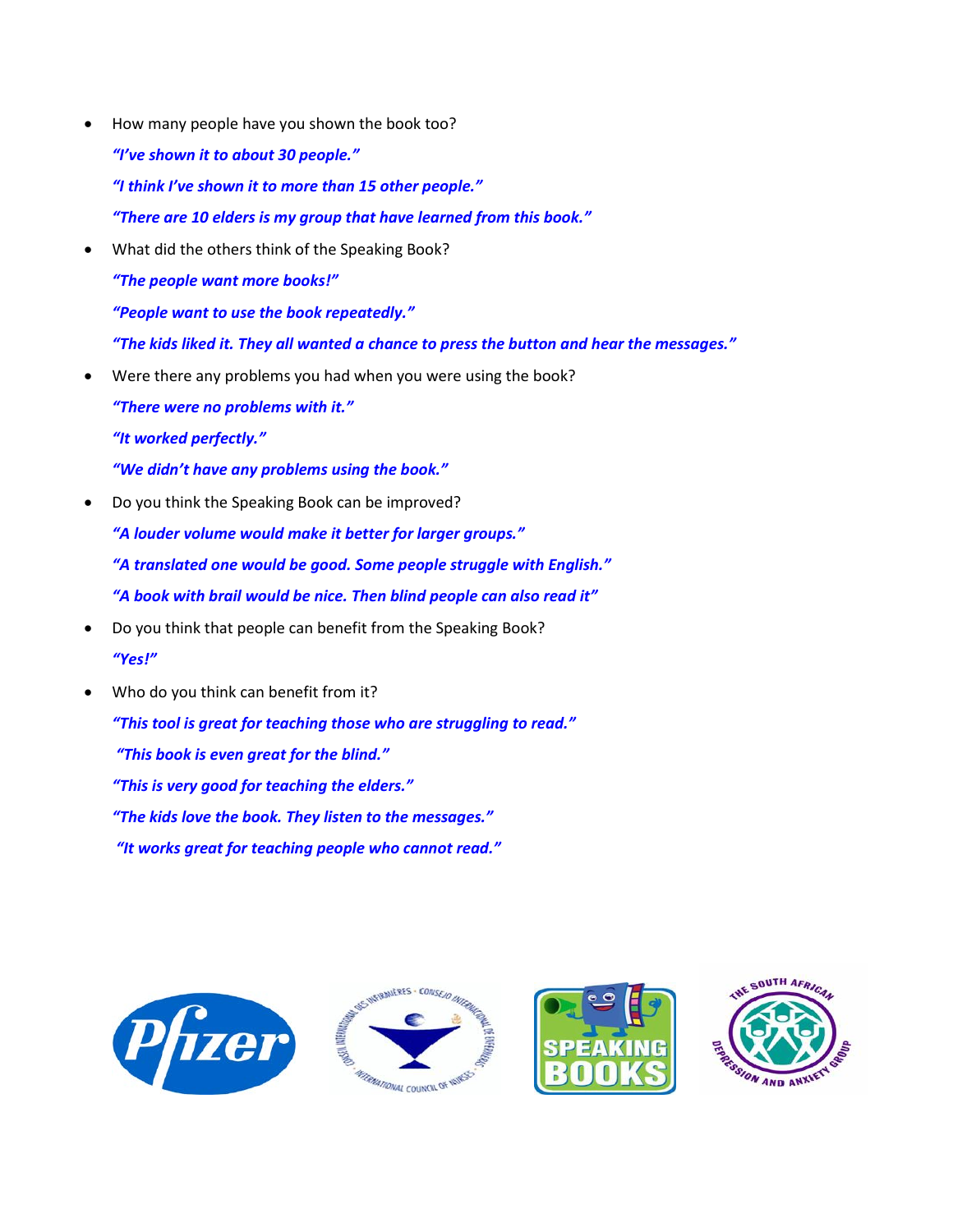- How many people have you shown the book too?

  ***"I've shown it to about 30 people."***

  ***"I think I've shown it to more than 15 other people."***

  ***"There are 10 elders is my group that have learned from this book."***

- What did the others think of the Speaking Book?

  ***"The people want more books!"***

  ***"People want to use the book repeatedly."***

  ***"The kids liked it. They all wanted a chance to press the button and hear the messages."***

- Were there any problems you had when you were using the book?

  ***"There were no problems with it."***

  ***"It worked perfectly."***

  ***"We didn't have any problems using the book."***

- Do you think the Speaking Book can be improved?

  ***"A louder volume would make it better for larger groups."***

  ***"A translated one would be good. Some people struggle with English."***

  ***"A book with brail would be nice. Then blind people can also read it"***

- Do you think that people can benefit from the Speaking Book?

  ***"Yes!"***

- Who do you think can benefit from it?

  ***"This tool is great for teaching those who are struggling to read."***

  ***"This book is even great for the blind."***

  ***"This is very good for teaching the elders."***

  ***"The kids love the book. They listen to the messages."***

  ***"It works great for teaching people who cannot read."***